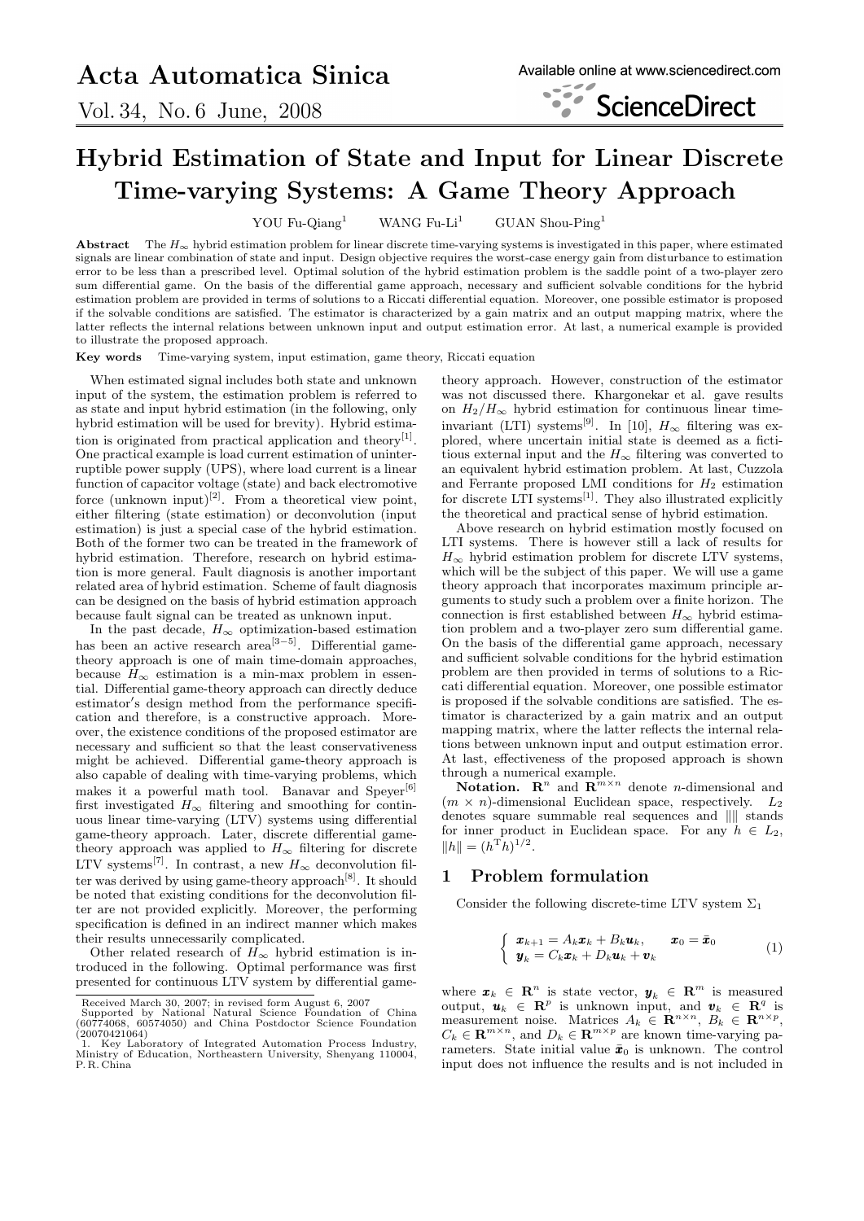# Hybrid Estimation of State and Input for Linear Discrete Time-varying Systems: A Game Theory Approach

YOU Fu-Qiang[1] WANG Fu-Li[1] GUAN Shou-Ping[1]

**Abstract** The $H_\infty$ hybrid estimation problem for linear discrete time-varying systems is investigated in this paper, where estimated signals are linear combination of state and input. Design objective requires the worst-case energy gain from disturbance to estimation error to be less than a prescribed level. Optimal solution of the hybrid estimation problem is the saddle point of a two-player zero sum differential game. On the basis of the differential game approach, necessary and sufficient solvable conditions for the hybrid estimation problem are provided in terms of solutions to a Riccati differential equation. Moreover, one possible estimator is proposed if the solvable conditions are satisfied. The estimator is characterized by a gain matrix and an output mapping matrix, where the latter reflects the internal relations between unknown input and output estimation error. At last, a numerical example is provided to illustrate the proposed approach.

**Key words** Time-varying system, input estimation, game theory, Riccati equation

When estimated signal includes both state and unknown input of the system, the estimation problem is referred to as state and input hybrid estimation (in the following, only hybrid estimation will be used for brevity). Hybrid estimation is originated from practical application and theory[1]. One practical example is load current estimation of uninterruptible power supply (UPS), where load current is a linear function of capacitor voltage (state) and back electromotive force (unknown input)[2]. From a theoretical view point, either filtering (state estimation) or deconvolution (input estimation) is just a special case of the hybrid estimation. Both of the former two can be treated in the framework of hybrid estimation. Therefore, research on hybrid estimation is more general. Fault diagnosis is another important related area of hybrid estimation. Scheme of fault diagnosis can be designed on the basis of hybrid estimation approach because fault signal can be treated as unknown input.

In the past decade, $H_\infty$ optimization-based estimation has been an active research area[3−5]. Differential game-theory approach is one of main time-domain approaches, because $H_\infty$ estimation is a min-max problem in essential. Differential game-theory approach can directly deduce estimator′s design method from the performance specification and therefore, is a constructive approach. Moreover, the existence conditions of the proposed estimator are necessary and sufficient so that the least conservativeness might be achieved. Differential game-theory approach is also capable of dealing with time-varying problems, which makes it a powerful math tool. Banavar and Speyer[6] first investigated $H_\infty$ filtering and smoothing for continuous linear time-varying (LTV) systems using differential game-theory approach. Later, discrete differential game-theory approach was applied to $H_\infty$ filtering for discrete LTV systems[7]. In contrast, a new $H_\infty$ deconvolution filter was derived by using game-theory approach[8]. It should be noted that existing conditions for the deconvolution filter are not provided explicitly. Moreover, the performing specification is defined in an indirect manner which makes their results unnecessarily complicated.

Other related research of $H_\infty$ hybrid estimation is introduced in the following. Optimal performance was first presented for continuous LTV system by differential game-theory approach. However, construction of the estimator was not discussed there. Khargonekar et al. gave results on $H_2/H_\infty$ hybrid estimation for continuous linear time-invariant (LTI) systems[9]. In [10], $H_\infty$ filtering was explored, where uncertain initial state is deemed as a fictitious external input and the $H_\infty$ filtering was converted to an equivalent hybrid estimation problem. At last, Cuzzola and Ferrante proposed LMI conditions for $H_2$ estimation for discrete LTI systems[1]. They also illustrated explicitly the theoretical and practical sense of hybrid estimation.

Above research on hybrid estimation mostly focused on LTI systems. There is however still a lack of results for $H_\infty$ hybrid estimation problem for discrete LTV systems, which will be the subject of this paper. We will use a game theory approach that incorporates maximum principle arguments to study such a problem over a finite horizon. The connection is first established between $H_\infty$ hybrid estimation problem and a two-player zero sum differential game. On the basis of the differential game approach, necessary and sufficient solvable conditions for the hybrid estimation problem are then provided in terms of solutions to a Riccati differential equation. Moreover, one possible estimator is proposed if the solvable conditions are satisfied. The estimator is characterized by a gain matrix and an output mapping matrix, where the latter reflects the internal relations between unknown input and output estimation error. At last, effectiveness of the proposed approach is shown through a numerical example.

**Notation.** $\mathbf{R}^n$ and $\mathbf{R}^{m\times n}$ denote $n$-dimensional and $(m \times n)$-dimensional Euclidean space, respectively. $L_2$ denotes square summable real sequences and $\|\|$ stands for inner product in Euclidean space. For any $h \in L_2$, $\|h\| = (h^{\mathrm{T}} h)^{1/2}$.

## 1 Problem formulation

Consider the following discrete-time LTV system $\Sigma_1$

$$
\begin{cases} \boldsymbol{x}_{k+1} = A_k \boldsymbol{x}_k + B_k \boldsymbol{u}_k, & \boldsymbol{x}_0 = \bar{\boldsymbol{x}}_0 \\ \boldsymbol{y}_k = C_k \boldsymbol{x}_k + D_k \boldsymbol{u}_k + \boldsymbol{v}_k \end{cases} \tag{1}
$$

where $\boldsymbol{x}_k \in \mathbf{R}^n$ is state vector, $\boldsymbol{y}_k \in \mathbf{R}^m$ is measured output, $\boldsymbol{u}_k \in \mathbf{R}^p$ is unknown input, and $\boldsymbol{v}_k \in \mathbf{R}^q$ is measurement noise. Matrices $A_k \in \mathbf{R}^{n\times n}$, $B_k \in \mathbf{R}^{n\times p}$, $C_k \in \mathbf{R}^{m\times n}$, and $D_k \in \mathbf{R}^{m\times p}$ are known time-varying parameters. State initial value $\bar{\boldsymbol{x}}_0$ is unknown. The control input does not influence the results and is not included in

---

Received March 30, 2007; in revised form August 6, 2007
Supported by National Natural Science Foundation of China (60774068, 60574050) and China Postdoctor Science Foundation (20070421064)
1. Key Laboratory of Integrated Automation Process Industry, Ministry of Education, Northeastern University, Shenyang 110004, P. R. China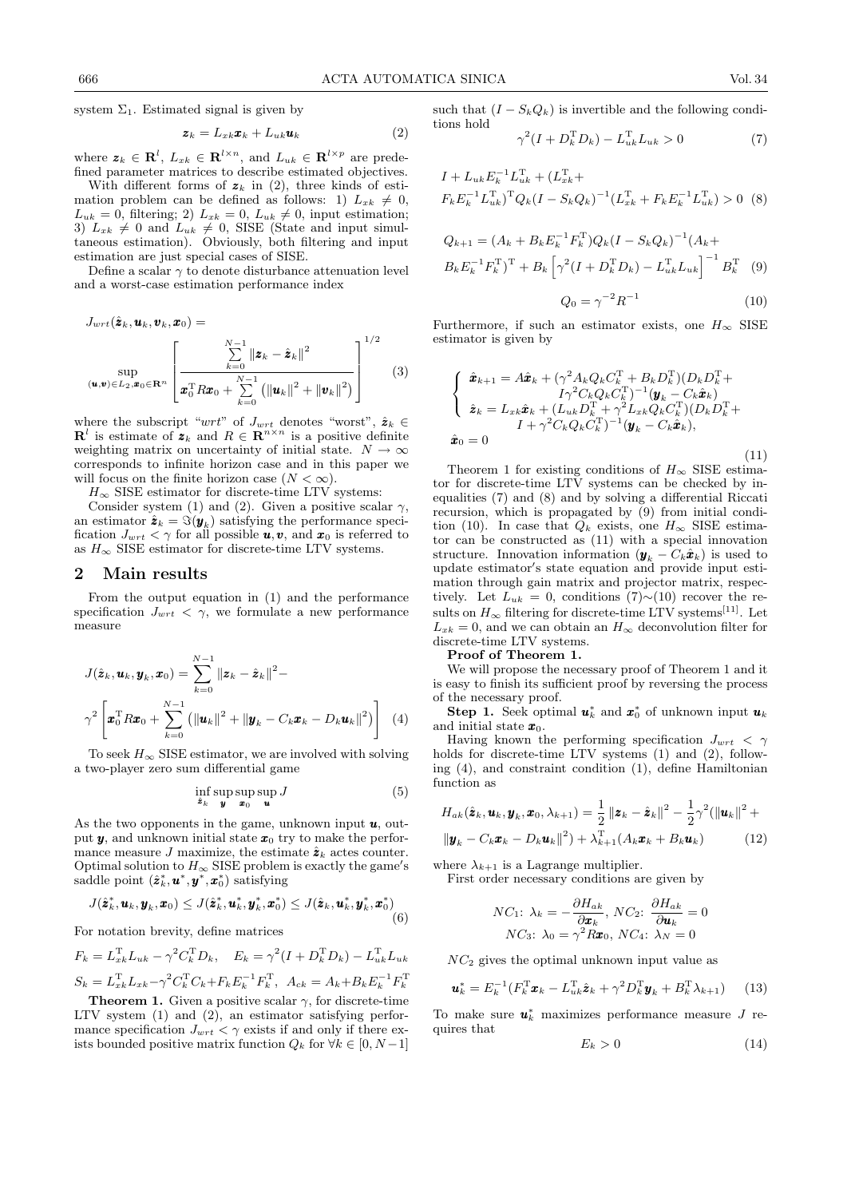system $\Sigma_1$. Estimated signal is given by

$$\boldsymbol{z}_k = L_{xk}\boldsymbol{x}_k + L_{uk}\boldsymbol{u}_k \tag{2}$$

where $\boldsymbol{z}_k \in \mathbf{R}^l$, $L_{xk} \in \mathbf{R}^{l\times n}$, and $L_{uk} \in \mathbf{R}^{l\times p}$ are predefined parameter matrices to describe estimated objectives.

With different forms of $\boldsymbol{z}_k$ in (2), three kinds of estimation problem can be defined as follows: 1) $L_{xk} \neq 0$, $L_{uk} = 0$, filtering; 2) $L_{xk} = 0$, $L_{uk} \neq 0$, input estimation; 3) $L_{xk} \neq 0$ and $L_{uk} \neq 0$, SISE (State and input simultaneous estimation). Obviously, both filtering and input estimation are just special cases of SISE.

Define a scalar $\gamma$ to denote disturbance attenuation level and a worst-case estimation performance index

$$J_{wrt}(\hat{\boldsymbol{z}}_k, \boldsymbol{u}_k, \boldsymbol{v}_k, \boldsymbol{x}_0) = \sup_{(\boldsymbol{u},\boldsymbol{v})\in L_2, \boldsymbol{x}_0\in\mathbf{R}^n} \left[\frac{\sum\limits_{k=0}^{N-1}\|\boldsymbol{z}_k - \hat{\boldsymbol{z}}_k\|^2}{\boldsymbol{x}_0^{\mathrm{T}}R\boldsymbol{x}_0 + \sum\limits_{k=0}^{N-1}\left(\|\boldsymbol{u}_k\|^2 + \|\boldsymbol{v}_k\|^2\right)}\right]^{1/2} \tag{3}$$

where the subscript "$wrt$" of $J_{wrt}$ denotes "worst", $\hat{\boldsymbol{z}}_k \in \mathbf{R}^l$ is estimate of $\boldsymbol{z}_k$ and $R \in \mathbf{R}^{n\times n}$ is a positive definite weighting matrix on uncertainty of initial state. $N \to \infty$ corresponds to infinite horizon case and in this paper we will focus on the finite horizon case ($N < \infty$).

$H_\infty$ SISE estimator for discrete-time LTV systems:

Consider system (1) and (2). Given a positive scalar $\gamma$, an estimator $\hat{\boldsymbol{z}}_k = \Im(\boldsymbol{y}_k)$ satisfying the performance specification $J_{wrt} < \gamma$ for all possible $\boldsymbol{u}, \boldsymbol{v}$, and $\boldsymbol{x}_0$ is referred to as $H_\infty$ SISE estimator for discrete-time LTV systems.

## 2 Main results

From the output equation in (1) and the performance specification $J_{wrt} < \gamma$, we formulate a new performance measure

$$J(\hat{\boldsymbol{z}}_k, \boldsymbol{u}_k, \boldsymbol{y}_k, \boldsymbol{x}_0) = \sum_{k=0}^{N-1}\|\boldsymbol{z}_k - \hat{\boldsymbol{z}}_k\|^2 - \gamma^2\left[\boldsymbol{x}_0^{\mathrm{T}}R\boldsymbol{x}_0 + \sum_{k=0}^{N-1}\left(\|\boldsymbol{u}_k\|^2 + \|\boldsymbol{y}_k - C_k\boldsymbol{x}_k - D_k\boldsymbol{u}_k\|^2\right)\right] \tag{4}$$

To seek $H_\infty$ SISE estimator, we are involved with solving a two-player zero sum differential game

$$\inf_{\hat{\boldsymbol{z}}_k}\sup_{\boldsymbol{y}}\sup_{\boldsymbol{x}_0}\sup_{\boldsymbol{u}} J \tag{5}$$

As the two opponents in the game, unknown input $\boldsymbol{u}$, output $\boldsymbol{y}$, and unknown initial state $\boldsymbol{x}_0$ try to make the performance measure $J$ maximize, the estimate $\hat{\boldsymbol{z}}_k$ actes counter. Optimal solution to $H_\infty$ SISE problem is exactly the game's saddle point $(\hat{\boldsymbol{z}}_k^*, \boldsymbol{u}^*, \boldsymbol{y}^*, \boldsymbol{x}_0^*)$ satisfying

$$J(\hat{\boldsymbol{z}}_k^*, \boldsymbol{u}_k, \boldsymbol{y}_k, \boldsymbol{x}_0) \le J(\hat{\boldsymbol{z}}_k^*, \boldsymbol{u}_k^*, \boldsymbol{y}_k^*, \boldsymbol{x}_0^*) \le J(\hat{\boldsymbol{z}}_k, \boldsymbol{u}_k^*, \boldsymbol{y}_k^*, \boldsymbol{x}_0^*) \tag{6}$$

For notation brevity, define matrices

$$F_k = L_{xk}^{\mathrm{T}}L_{uk} - \gamma^2 C_k^{\mathrm{T}}D_k, \quad E_k = \gamma^2(I + D_k^{\mathrm{T}}D_k) - L_{uk}^{\mathrm{T}}L_{uk}$$

$$S_k = L_{xk}^{\mathrm{T}}L_{xk} - \gamma^2 C_k^{\mathrm{T}}C_k + F_kE_k^{-1}F_k^{\mathrm{T}}, \ A_{ck} = A_k + B_kE_k^{-1}F_k^{\mathrm{T}}$$

**Theorem 1.** Given a positive scalar $\gamma$, for discrete-time LTV system (1) and (2), an estimator satisfying performance specification $J_{wrt} < \gamma$ exists if and only if there exists bounded positive matrix function $Q_k$ for $\forall k \in [0, N-1]$ such that $(I - S_kQ_k)$ is invertible and the following conditions hold

$$\gamma^2(I + D_k^{\mathrm{T}}D_k) - L_{uk}^{\mathrm{T}}L_{uk} > 0 \tag{7}$$

$$I + L_{uk}E_k^{-1}L_{uk}^{\mathrm{T}} + (L_{xk}^{\mathrm{T}} + F_kE_k^{-1}L_{uk}^{\mathrm{T}})^{\mathrm{T}}Q_k(I - S_kQ_k)^{-1}(L_{xk}^{\mathrm{T}} + F_kE_k^{-1}L_{uk}^{\mathrm{T}}) > 0 \tag{8}$$

$$Q_{k+1} = (A_k + B_kE_k^{-1}F_k^{\mathrm{T}})Q_k(I - S_kQ_k)^{-1}(A_k + B_kE_k^{-1}F_k^{\mathrm{T}})^{\mathrm{T}} + B_k\left[\gamma^2(I + D_k^{\mathrm{T}}D_k) - L_{uk}^{\mathrm{T}}L_{uk}\right]^{-1}B_k^{\mathrm{T}} \tag{9}$$

$$Q_0 = \gamma^{-2}R^{-1} \tag{10}$$

Furthermore, if such an estimator exists, one $H_\infty$ SISE estimator is given by

$$\begin{cases} \hat{\boldsymbol{x}}_{k+1} = A\hat{\boldsymbol{x}}_k + (\gamma^2 A_kQ_kC_k^{\mathrm{T}} + B_kD_k^{\mathrm{T}})(D_kD_k^{\mathrm{T}} + I\gamma^2 C_kQ_kC_k^{\mathrm{T}})^{-1}(\boldsymbol{y}_k - C_k\hat{\boldsymbol{x}}_k) \\ \hat{\boldsymbol{z}}_k = L_{xk}\hat{\boldsymbol{x}}_k + (L_{uk}D_k^{\mathrm{T}} + \gamma^2 L_{xk}Q_kC_k^{\mathrm{T}})(D_kD_k^{\mathrm{T}} + I + \gamma^2 C_kQ_kC_k^{\mathrm{T}})^{-1}(\boldsymbol{y}_k - C_k\hat{\boldsymbol{x}}_k), \\ \hat{\boldsymbol{x}}_0 = 0 \end{cases} \tag{11}$$

Theorem 1 for existing conditions of $H_\infty$ SISE estimator for discrete-time LTV systems can be checked by inequalities (7) and (8) and by solving a differential Riccati recursion, which is propagated by (9) from initial condition (10). In case that $Q_k$ exists, one $H_\infty$ SISE estimator can be constructed as (11) with a special innovation structure. Innovation information $(\boldsymbol{y}_k - C_k\hat{\boldsymbol{x}}_k)$ is used to update estimator's state equation and provide input estimation through gain matrix and projector matrix, respectively. Let $L_{uk} = 0$, conditions (7)$\sim$(10) recover the results on $H_\infty$ filtering for discrete-time LTV systems[11]. Let $L_{xk} = 0$, and we can obtain an $H_\infty$ deconvolution filter for discrete-time LTV systems.

**Proof of Theorem 1.**

We will propose the necessary proof of Theorem 1 and it is easy to finish its sufficient proof by reversing the process of the necessary proof.

**Step 1.** Seek optimal $\boldsymbol{u}_k^*$ and $\boldsymbol{x}_0^*$ of unknown input $\boldsymbol{u}_k$ and initial state $\boldsymbol{x}_0$.

Having known the performing specification $J_{wrt} < \gamma$ holds for discrete-time LTV systems (1) and (2), following (4), and constraint condition (1), define Hamiltonian function as

$$H_{ak}(\hat{\boldsymbol{z}}_k, \boldsymbol{u}_k, \boldsymbol{y}_k, \boldsymbol{x}_0, \lambda_{k+1}) = \frac{1}{2}\|\boldsymbol{z}_k - \hat{\boldsymbol{z}}_k\|^2 - \frac{1}{2}\gamma^2(\|\boldsymbol{u}_k\|^2 + \|\boldsymbol{y}_k - C_k\boldsymbol{x}_k - D_k\boldsymbol{u}_k\|^2) + \lambda_{k+1}^{\mathrm{T}}(A_k\boldsymbol{x}_k + B_k\boldsymbol{u}_k) \tag{12}$$

where $\lambda_{k+1}$ is a Lagrange multiplier.

First order necessary conditions are given by

$$NC_1\text{: } \lambda_k = -\frac{\partial H_{ak}}{\partial \boldsymbol{x}_k}, \ NC_2\text{: } \frac{\partial H_{ak}}{\partial \boldsymbol{u}_k} = 0$$
$$NC_3\text{: } \lambda_0 = \gamma^2 R\boldsymbol{x}_0, \ NC_4\text{: } \lambda_N = 0$$

$NC_2$ gives the optimal unknown input value as

$$\boldsymbol{u}_k^* = E_k^{-1}(F_k^{\mathrm{T}}\boldsymbol{x}_k - L_{uk}^{\mathrm{T}}\hat{\boldsymbol{z}}_k + \gamma^2 D_k^{\mathrm{T}}\boldsymbol{y}_k + B_k^{\mathrm{T}}\lambda_{k+1}) \tag{13}$$

To make sure $\boldsymbol{u}_k^*$ maximizes performance measure $J$ requires that

$$E_k > 0 \tag{14}$$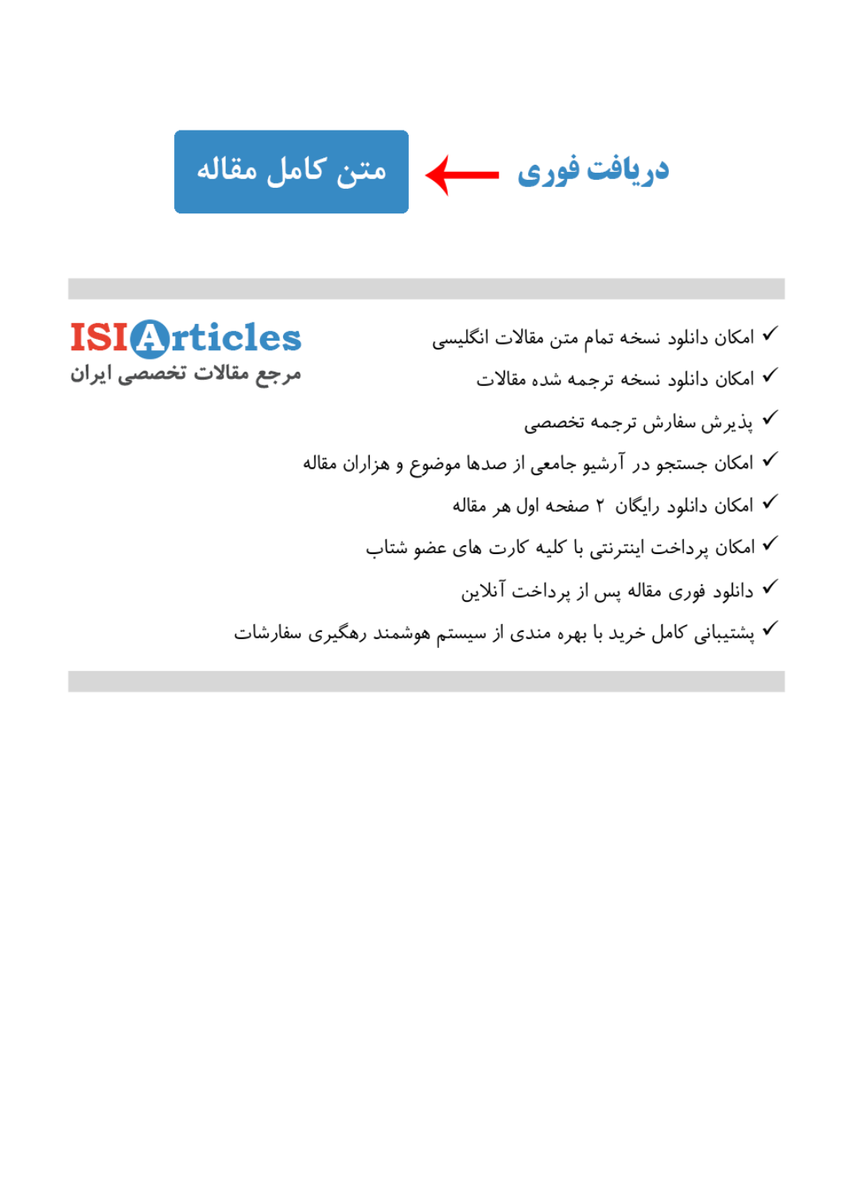دریافت فوری ← متن کامل مقاله

**ISIArticles**
مرجع مقالات تخصصی ایران

- ✓ امکان دانلود نسخه تمام متن مقالات انگلیسی
- ✓ امکان دانلود نسخه ترجمه شده مقالات
- ✓ پذیرش سفارش ترجمه تخصصی
- ✓ امکان جستجو در آرشیو جامعی از صدها موضوع و هزاران مقاله
- ✓ امکان دانلود رایگان ۲ صفحه اول هر مقاله
- ✓ امکان پرداخت اینترنتی با کلیه کارت های عضو شتاب
- ✓ دانلود فوری مقاله پس از پرداخت آنلاین
- ✓ پشتیبانی کامل خرید با بهره مندی از سیستم هوشمند رهگیری سفارشات